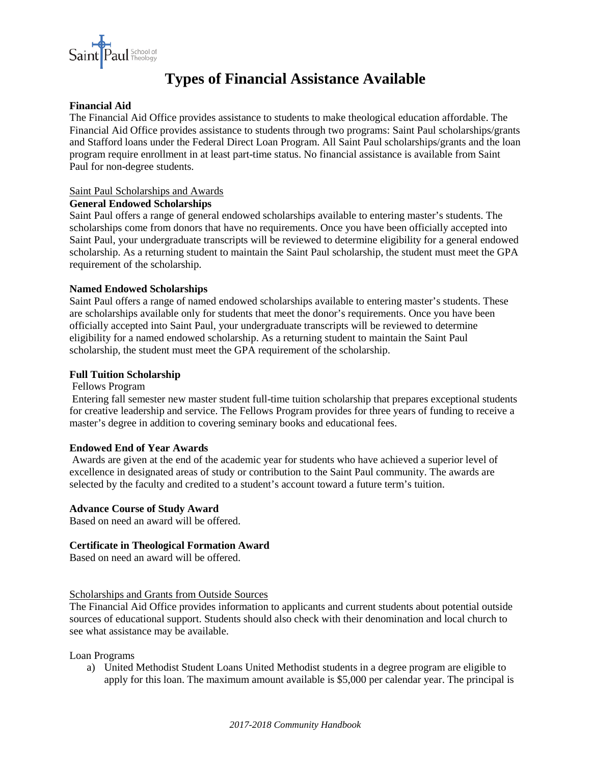# Types of Financial Assistance Available

**Financial Aid**

The Financial Aid Office provides assistance to students to make theological education affordable. The Financial Aid Office provides assistance to students through two programs: Saint Paul scholarships/grants and Stafford loans under the Federal Direct Loan Program. All Saint Paul scholarships/grants and the loan program require enrollment in at least part-time status. No financial assistance is available from Saint Paul for non-degree students.

Saint Paul Scholarships and Awards

**General Endowed Scholarships**

Saint Paul offers a range of general endowed scholarships available to entering master's students. The scholarships come from donors that have no requirements. Once you have been officially accepted into Saint Paul, your undergraduate transcripts will be reviewed to determine eligibility for a general endowed scholarship. As a returning student to maintain the Saint Paul scholarship, the student must meet the GPA requirement of the scholarship.

**Named Endowed Scholarships**

Saint Paul offers a range of named endowed scholarships available to entering master's students. These are scholarships available only for students that meet the donor's requirements. Once you have been officially accepted into Saint Paul, your undergraduate transcripts will be reviewed to determine eligibility for a named endowed scholarship. As a returning student to maintain the Saint Paul scholarship, the student must meet the GPA requirement of the scholarship.

**Full Tuition Scholarship**

Fellows Program

Entering fall semester new master student full-time tuition scholarship that prepares exceptional students for creative leadership and service. The Fellows Program provides for three years of funding to receive a master's degree in addition to covering seminary books and educational fees.

**Endowed End of Year Awards**

Awards are given at the end of the academic year for students who have achieved a superior level of excellence in designated areas of study or contribution to the Saint Paul community. The awards are selected by the faculty and credited to a student's account toward a future term's tuition.

**Advance Course of Study Award**

Based on need an award will be offered.

**Certificate in Theological Formation Award**

Based on need an award will be offered.

Scholarships and Grants from Outside Sources

The Financial Aid Office provides information to applicants and current students about potential outside sources of educational support. Students should also check with their denomination and local church to see what assistance may be available.

Loan Programs

a) United Methodist Student Loans United Methodist students in a degree program are eligible to apply for this loan. The maximum amount available is $5,000 per calendar year. The principal is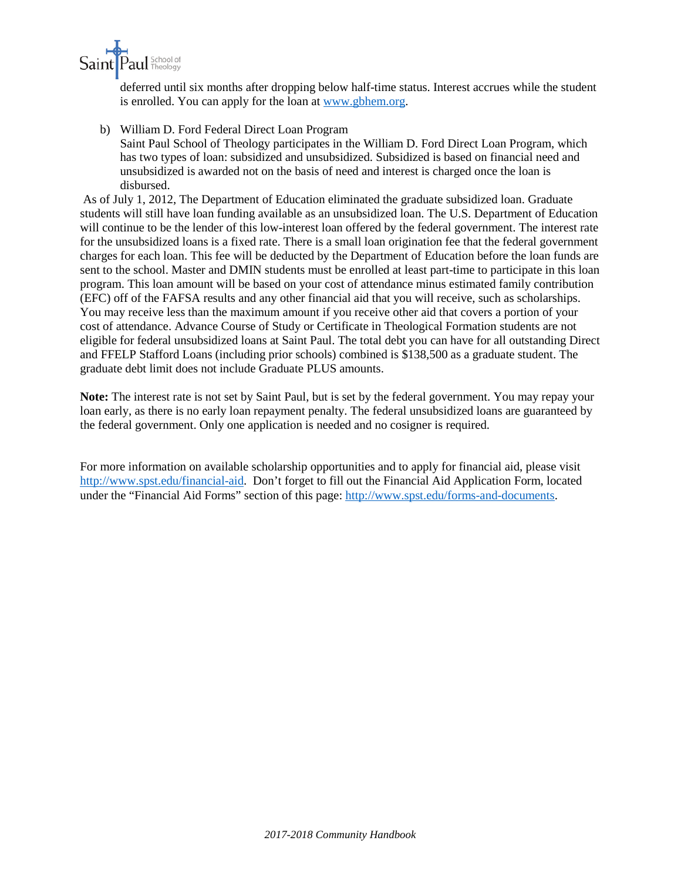deferred until six months after dropping below half-time status. Interest accrues while the student is enrolled. You can apply for the loan at [www.gbhem.org](http://www.gbhem.org).

b) William D. Ford Federal Direct Loan Program
Saint Paul School of Theology participates in the William D. Ford Direct Loan Program, which has two types of loan: subsidized and unsubsidized. Subsidized is based on financial need and unsubsidized is awarded not on the basis of need and interest is charged once the loan is disbursed.

As of July 1, 2012, The Department of Education eliminated the graduate subsidized loan. Graduate students will still have loan funding available as an unsubsidized loan. The U.S. Department of Education will continue to be the lender of this low-interest loan offered by the federal government. The interest rate for the unsubsidized loans is a fixed rate. There is a small loan origination fee that the federal government charges for each loan. This fee will be deducted by the Department of Education before the loan funds are sent to the school. Master and DMIN students must be enrolled at least part-time to participate in this loan program. This loan amount will be based on your cost of attendance minus estimated family contribution (EFC) off of the FAFSA results and any other financial aid that you will receive, such as scholarships. You may receive less than the maximum amount if you receive other aid that covers a portion of your cost of attendance. Advance Course of Study or Certificate in Theological Formation students are not eligible for federal unsubsidized loans at Saint Paul. The total debt you can have for all outstanding Direct and FFELP Stafford Loans (including prior schools) combined is $138,500 as a graduate student. The graduate debt limit does not include Graduate PLUS amounts.

**Note:** The interest rate is not set by Saint Paul, but is set by the federal government. You may repay your loan early, as there is no early loan repayment penalty. The federal unsubsidized loans are guaranteed by the federal government. Only one application is needed and no cosigner is required.

For more information on available scholarship opportunities and to apply for financial aid, please visit [http://www.spst.edu/financial-aid](http://www.spst.edu/financial-aid). Don't forget to fill out the Financial Aid Application Form, located under the "Financial Aid Forms" section of this page: [http://www.spst.edu/forms-and-documents](http://www.spst.edu/forms-and-documents).